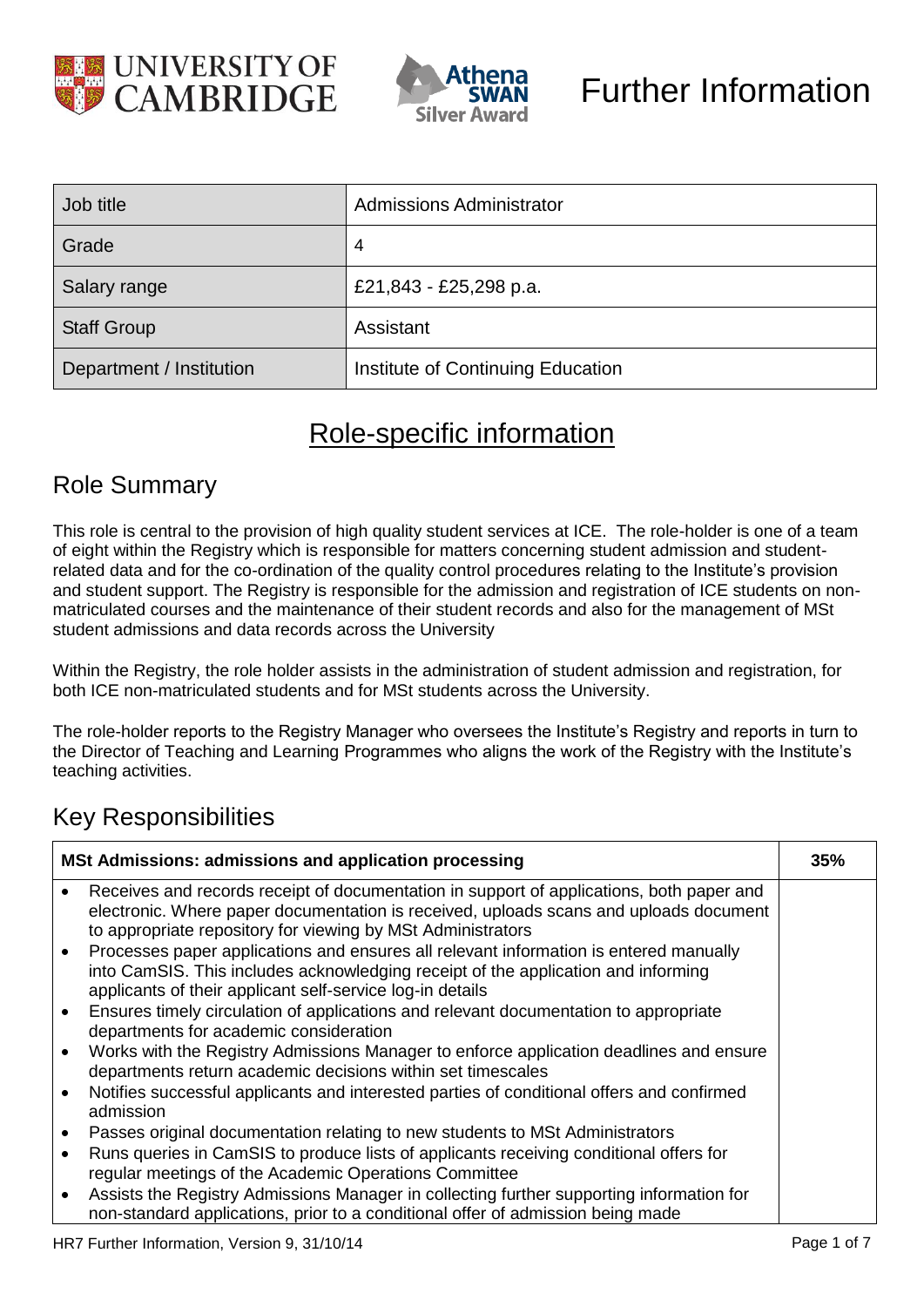# Further Information

| Job title | Admissions Administrator |
|---|---|
| Grade | 4 |
| Salary range | £21,843 - £25,298 p.a. |
| Staff Group | Assistant |
| Department / Institution | Institute of Continuing Education |

## Role-specific information

### Role Summary

This role is central to the provision of high quality student services at ICE. The role-holder is one of a team of eight within the Registry which is responsible for matters concerning student admission and student-related data and for the co-ordination of the quality control procedures relating to the Institute's provision and student support. The Registry is responsible for the admission and registration of ICE students on non-matriculated courses and the maintenance of their student records and also for the management of MSt student admissions and data records across the University

Within the Registry, the role holder assists in the administration of student admission and registration, for both ICE non-matriculated students and for MSt students across the University.

The role-holder reports to the Registry Manager who oversees the Institute's Registry and reports in turn to the Director of Teaching and Learning Programmes who aligns the work of the Registry with the Institute's teaching activities.

### Key Responsibilities

| MSt Admissions: admissions and application processing | 35% |
|---|---|
| • Receives and records receipt of documentation in support of applications, both paper and electronic. Where paper documentation is received, uploads scans and uploads document to appropriate repository for viewing by MSt Administrators<br>• Processes paper applications and ensures all relevant information is entered manually into CamSIS. This includes acknowledging receipt of the application and informing applicants of their applicant self-service log-in details<br>• Ensures timely circulation of applications and relevant documentation to appropriate departments for academic consideration<br>• Works with the Registry Admissions Manager to enforce application deadlines and ensure departments return academic decisions within set timescales<br>• Notifies successful applicants and interested parties of conditional offers and confirmed admission<br>• Passes original documentation relating to new students to MSt Administrators<br>• Runs queries in CamSIS to produce lists of applicants receiving conditional offers for regular meetings of the Academic Operations Committee<br>• Assists the Registry Admissions Manager in collecting further supporting information for non-standard applications, prior to a conditional offer of admission being made | |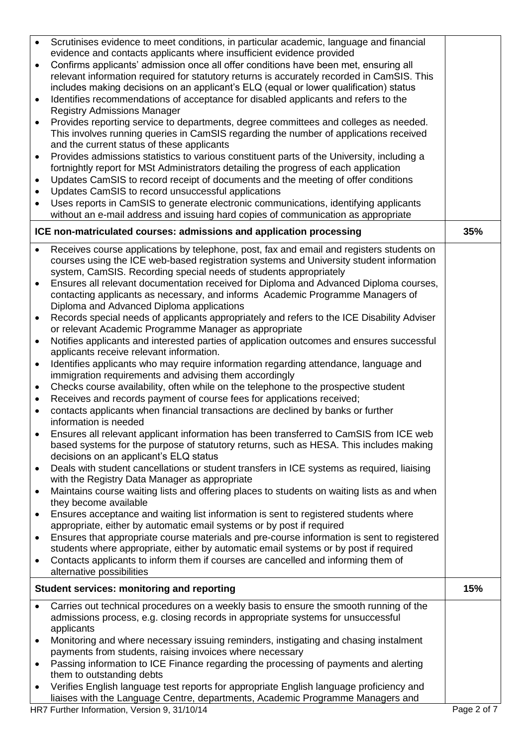| | |
|---|---|
| • Scrutinises evidence to meet conditions, in particular academic, language and financial evidence and contacts applicants where insufficient evidence provided<br>• Confirms applicants' admission once all offer conditions have been met, ensuring all relevant information required for statutory returns is accurately recorded in CamSIS. This includes making decisions on an applicant's ELQ (equal or lower qualification) status<br>• Identifies recommendations of acceptance for disabled applicants and refers to the Registry Admissions Manager<br>• Provides reporting service to departments, degree committees and colleges as needed. This involves running queries in CamSIS regarding the number of applications received and the current status of these applicants<br>• Provides admissions statistics to various constituent parts of the University, including a fortnightly report for MSt Administrators detailing the progress of each application<br>• Updates CamSIS to record receipt of documents and the meeting of offer conditions<br>• Updates CamSIS to record unsuccessful applications<br>• Uses reports in CamSIS to generate electronic communications, identifying applicants without an e-mail address and issuing hard copies of communication as appropriate | |
| **ICE non-matriculated courses: admissions and application processing** | **35%** |
| • Receives course applications by telephone, post, fax and email and registers students on courses using the ICE web-based registration systems and University student information system, CamSIS. Recording special needs of students appropriately<br>• Ensures all relevant documentation received for Diploma and Advanced Diploma courses, contacting applicants as necessary, and informs Academic Programme Managers of Diploma and Advanced Diploma applications<br>• Records special needs of applicants appropriately and refers to the ICE Disability Adviser or relevant Academic Programme Manager as appropriate<br>• Notifies applicants and interested parties of application outcomes and ensures successful applicants receive relevant information.<br>• Identifies applicants who may require information regarding attendance, language and immigration requirements and advising them accordingly<br>• Checks course availability, often while on the telephone to the prospective student<br>• Receives and records payment of course fees for applications received;<br>• contacts applicants when financial transactions are declined by banks or further information is needed<br>• Ensures all relevant applicant information has been transferred to CamSIS from ICE web based systems for the purpose of statutory returns, such as HESA. This includes making decisions on an applicant's ELQ status<br>• Deals with student cancellations or student transfers in ICE systems as required, liaising with the Registry Data Manager as appropriate<br>• Maintains course waiting lists and offering places to students on waiting lists as and when they become available<br>• Ensures acceptance and waiting list information is sent to registered students where appropriate, either by automatic email systems or by post if required<br>• Ensures that appropriate course materials and pre-course information is sent to registered students where appropriate, either by automatic email systems or by post if required<br>• Contacts applicants to inform them if courses are cancelled and informing them of alternative possibilities | |
| **Student services: monitoring and reporting** | **15%** |
| • Carries out technical procedures on a weekly basis to ensure the smooth running of the admissions process, e.g. closing records in appropriate systems for unsuccessful applicants<br>• Monitoring and where necessary issuing reminders, instigating and chasing instalment payments from students, raising invoices where necessary<br>• Passing information to ICE Finance regarding the processing of payments and alerting them to outstanding debts<br>• Verifies English language test reports for appropriate English language proficiency and liaises with the Language Centre, departments, Academic Programme Managers and | |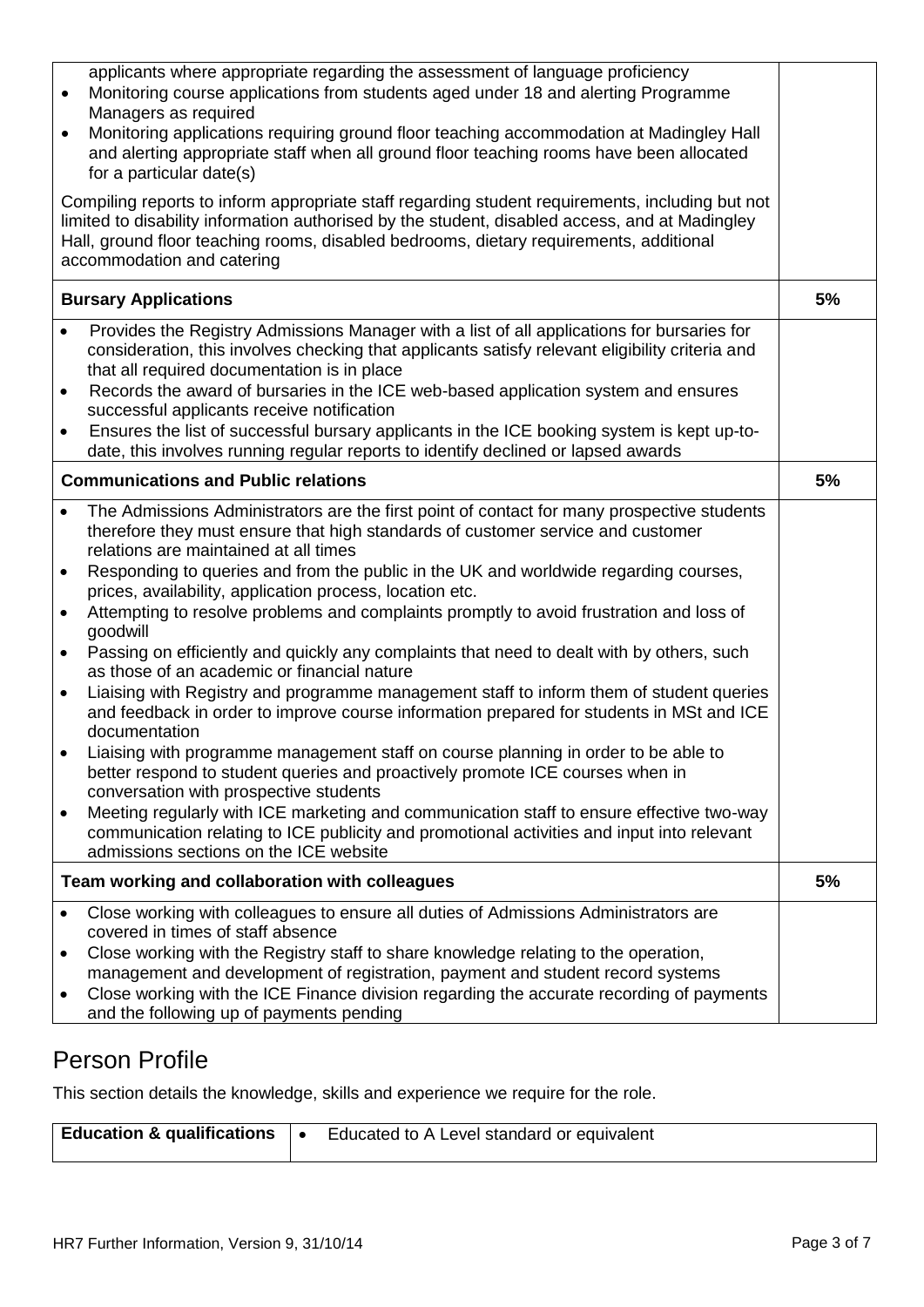| | |
|---|---|
| applicants where appropriate regarding the assessment of language proficiency<br>• Monitoring course applications from students aged under 18 and alerting Programme Managers as required<br>• Monitoring applications requiring ground floor teaching accommodation at Madingley Hall and alerting appropriate staff when all ground floor teaching rooms have been allocated for a particular date(s)<br><br>Compiling reports to inform appropriate staff regarding student requirements, including but not limited to disability information authorised by the student, disabled access, and at Madingley Hall, ground floor teaching rooms, disabled bedrooms, dietary requirements, additional accommodation and catering | |
| **Bursary Applications** | **5%** |
| • Provides the Registry Admissions Manager with a list of all applications for bursaries for consideration, this involves checking that applicants satisfy relevant eligibility criteria and that all required documentation is in place<br>• Records the award of bursaries in the ICE web-based application system and ensures successful applicants receive notification<br>• Ensures the list of successful bursary applicants in the ICE booking system is kept up-to-date, this involves running regular reports to identify declined or lapsed awards | |
| **Communications and Public relations** | **5%** |
| • The Admissions Administrators are the first point of contact for many prospective students therefore they must ensure that high standards of customer service and customer relations are maintained at all times<br>• Responding to queries and from the public in the UK and worldwide regarding courses, prices, availability, application process, location etc.<br>• Attempting to resolve problems and complaints promptly to avoid frustration and loss of goodwill<br>• Passing on efficiently and quickly any complaints that need to dealt with by others, such as those of an academic or financial nature<br>• Liaising with Registry and programme management staff to inform them of student queries and feedback in order to improve course information prepared for students in MSt and ICE documentation<br>• Liaising with programme management staff on course planning in order to be able to better respond to student queries and proactively promote ICE courses when in conversation with prospective students<br>• Meeting regularly with ICE marketing and communication staff to ensure effective two-way communication relating to ICE publicity and promotional activities and input into relevant admissions sections on the ICE website | |
| **Team working and collaboration with colleagues** | **5%** |
| • Close working with colleagues to ensure all duties of Admissions Administrators are covered in times of staff absence<br>• Close working with the Registry staff to share knowledge relating to the operation, management and development of registration, payment and student record systems<br>• Close working with the ICE Finance division regarding the accurate recording of payments and the following up of payments pending | |

# Person Profile

This section details the knowledge, skills and experience we require for the role.

| | |
|---|---|
| **Education & qualifications** | • Educated to A Level standard or equivalent |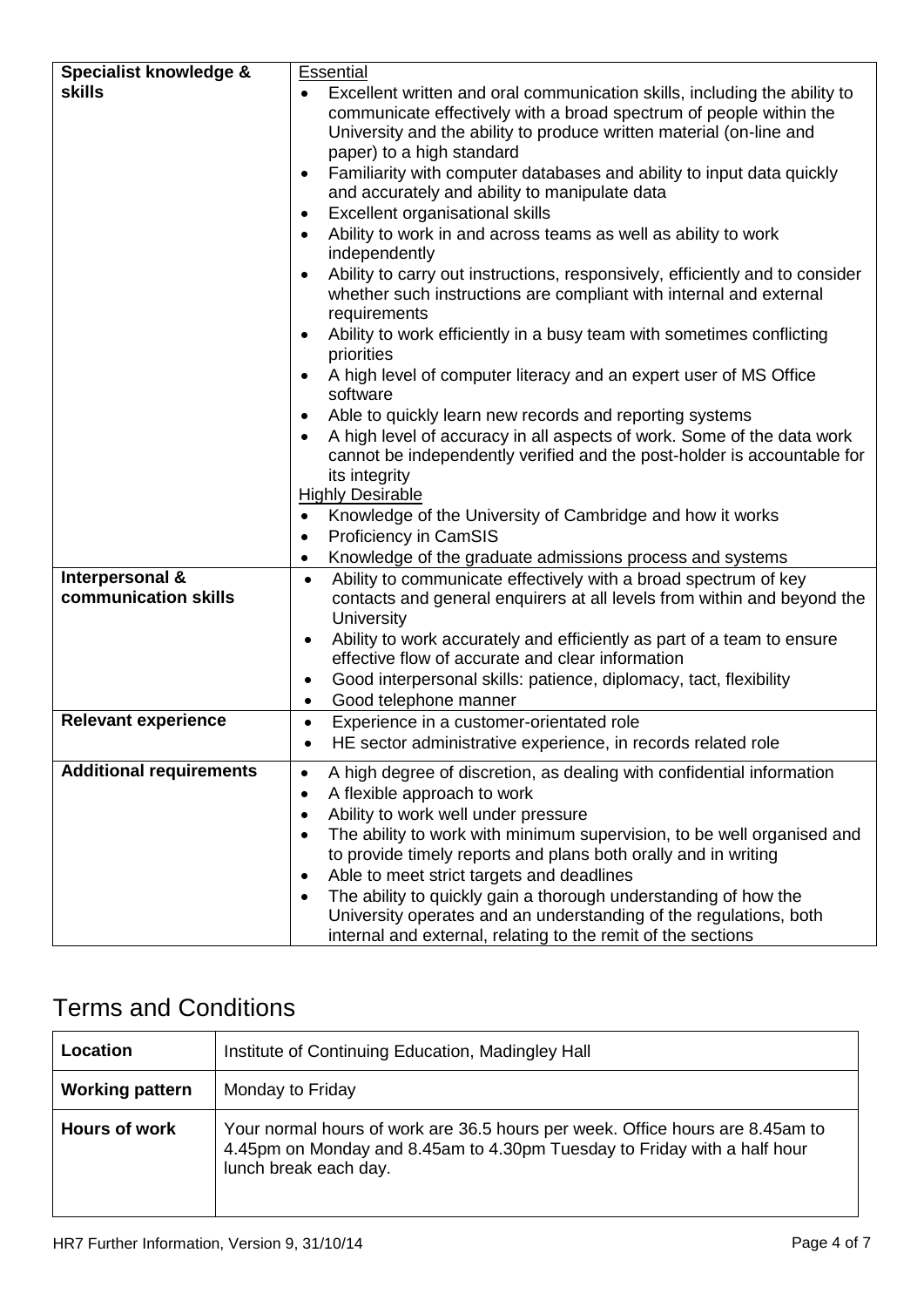| | |
|---|---|
| **Specialist knowledge & skills** | Essential<br>• Excellent written and oral communication skills, including the ability to communicate effectively with a broad spectrum of people within the University and the ability to produce written material (on-line and paper) to a high standard<br>• Familiarity with computer databases and ability to input data quickly and accurately and ability to manipulate data<br>• Excellent organisational skills<br>• Ability to work in and across teams as well as ability to work independently<br>• Ability to carry out instructions, responsively, efficiently and to consider whether such instructions are compliant with internal and external requirements<br>• Ability to work efficiently in a busy team with sometimes conflicting priorities<br>• A high level of computer literacy and an expert user of MS Office software<br>• Able to quickly learn new records and reporting systems<br>• A high level of accuracy in all aspects of work. Some of the data work cannot be independently verified and the post-holder is accountable for its integrity<br>Highly Desirable<br>• Knowledge of the University of Cambridge and how it works<br>• Proficiency in CamSIS<br>• Knowledge of the graduate admissions process and systems |
| **Interpersonal & communication skills** | • Ability to communicate effectively with a broad spectrum of key contacts and general enquirers at all levels from within and beyond the University<br>• Ability to work accurately and efficiently as part of a team to ensure effective flow of accurate and clear information<br>• Good interpersonal skills: patience, diplomacy, tact, flexibility<br>• Good telephone manner |
| **Relevant experience** | • Experience in a customer-orientated role<br>• HE sector administrative experience, in records related role |
| **Additional requirements** | • A high degree of discretion, as dealing with confidential information<br>• A flexible approach to work<br>• Ability to work well under pressure<br>• The ability to work with minimum supervision, to be well organised and to provide timely reports and plans both orally and in writing<br>• Able to meet strict targets and deadlines<br>• The ability to quickly gain a thorough understanding of how the University operates and an understanding of the regulations, both internal and external, relating to the remit of the sections |

## Terms and Conditions

| | |
|---|---|
| **Location** | Institute of Continuing Education, Madingley Hall |
| **Working pattern** | Monday to Friday |
| **Hours of work** | Your normal hours of work are 36.5 hours per week. Office hours are 8.45am to 4.45pm on Monday and 8.45am to 4.30pm Tuesday to Friday with a half hour lunch break each day. |

HR7 Further Information, Version 9, 31/10/14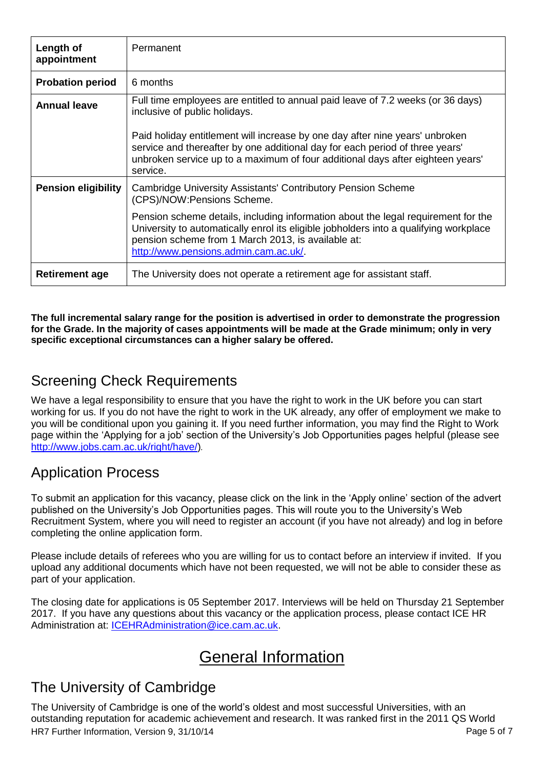| Length of appointment | Permanent |
| --- | --- |
| **Probation period** | 6 months |
| **Annual leave** | Full time employees are entitled to annual paid leave of 7.2 weeks (or 36 days) inclusive of public holidays.<br><br>Paid holiday entitlement will increase by one day after nine years' unbroken service and thereafter by one additional day for each period of three years' unbroken service up to a maximum of four additional days after eighteen years' service. |
| **Pension eligibility** | Cambridge University Assistants' Contributory Pension Scheme (CPS)/NOW:Pensions Scheme.<br><br>Pension scheme details, including information about the legal requirement for the University to automatically enrol its eligible jobholders into a qualifying workplace pension scheme from 1 March 2013, is available at: http://www.pensions.admin.cam.ac.uk/. |
| **Retirement age** | The University does not operate a retirement age for assistant staff. |

**The full incremental salary range for the position is advertised in order to demonstrate the progression for the Grade. In the majority of cases appointments will be made at the Grade minimum; only in very specific exceptional circumstances can a higher salary be offered.**

## Screening Check Requirements

We have a legal responsibility to ensure that you have the right to work in the UK before you can start working for us. If you do not have the right to work in the UK already, any offer of employment we make to you will be conditional upon you gaining it. If you need further information, you may find the Right to Work page within the 'Applying for a job' section of the University's Job Opportunities pages helpful (please see http://www.jobs.cam.ac.uk/right/have/).

## Application Process

To submit an application for this vacancy, please click on the link in the 'Apply online' section of the advert published on the University's Job Opportunities pages. This will route you to the University's Web Recruitment System, where you will need to register an account (if you have not already) and log in before completing the online application form.

Please include details of referees who you are willing for us to contact before an interview if invited. If you upload any additional documents which have not been requested, we will not be able to consider these as part of your application.

The closing date for applications is 05 September 2017. Interviews will be held on Thursday 21 September 2017. If you have any questions about this vacancy or the application process, please contact ICE HR Administration at: ICEHRAdministration@ice.cam.ac.uk.

# General Information

## The University of Cambridge

The University of Cambridge is one of the world's oldest and most successful Universities, with an outstanding reputation for academic achievement and research. It was ranked first in the 2011 QS World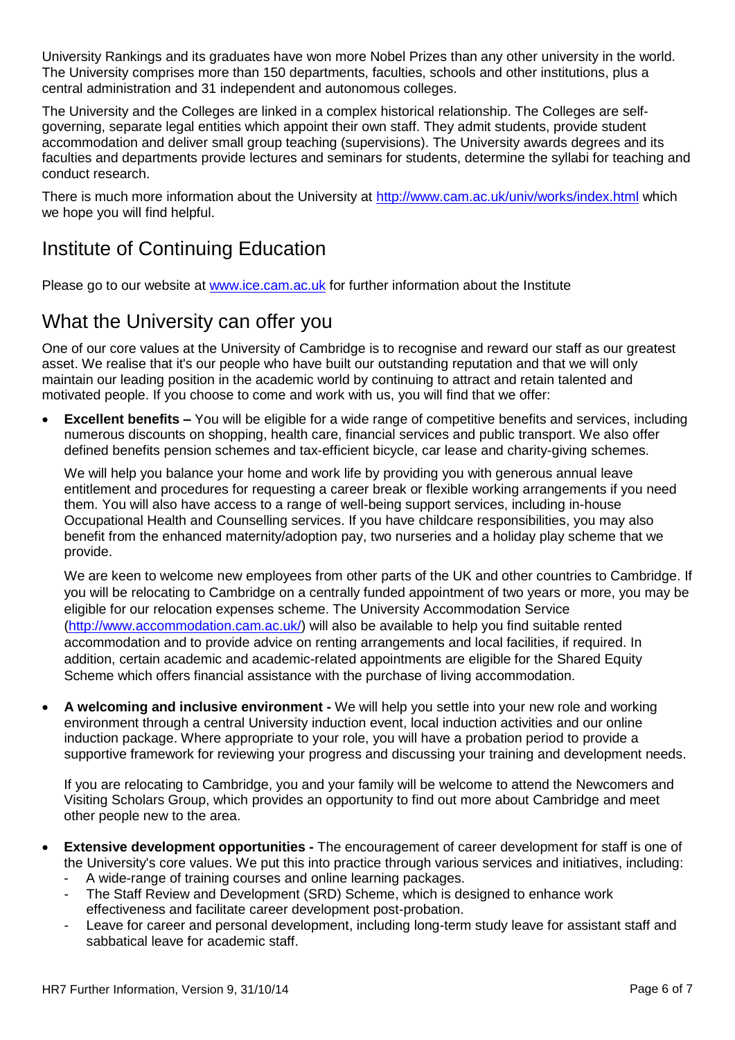University Rankings and its graduates have won more Nobel Prizes than any other university in the world. The University comprises more than 150 departments, faculties, schools and other institutions, plus a central administration and 31 independent and autonomous colleges.

The University and the Colleges are linked in a complex historical relationship. The Colleges are self-governing, separate legal entities which appoint their own staff. They admit students, provide student accommodation and deliver small group teaching (supervisions). The University awards degrees and its faculties and departments provide lectures and seminars for students, determine the syllabi for teaching and conduct research.

There is much more information about the University at http://www.cam.ac.uk/univ/works/index.html which we hope you will find helpful.

## Institute of Continuing Education

Please go to our website at www.ice.cam.ac.uk for further information about the Institute

## What the University can offer you

One of our core values at the University of Cambridge is to recognise and reward our staff as our greatest asset. We realise that it's our people who have built our outstanding reputation and that we will only maintain our leading position in the academic world by continuing to attract and retain talented and motivated people. If you choose to come and work with us, you will find that we offer:

- **Excellent benefits –** You will be eligible for a wide range of competitive benefits and services, including numerous discounts on shopping, health care, financial services and public transport. We also offer defined benefits pension schemes and tax-efficient bicycle, car lease and charity-giving schemes.

  We will help you balance your home and work life by providing you with generous annual leave entitlement and procedures for requesting a career break or flexible working arrangements if you need them. You will also have access to a range of well-being support services, including in-house Occupational Health and Counselling services. If you have childcare responsibilities, you may also benefit from the enhanced maternity/adoption pay, two nurseries and a holiday play scheme that we provide.

  We are keen to welcome new employees from other parts of the UK and other countries to Cambridge. If you will be relocating to Cambridge on a centrally funded appointment of two years or more, you may be eligible for our relocation expenses scheme. The University Accommodation Service (http://www.accommodation.cam.ac.uk/) will also be available to help you find suitable rented accommodation and to provide advice on renting arrangements and local facilities, if required. In addition, certain academic and academic-related appointments are eligible for the Shared Equity Scheme which offers financial assistance with the purchase of living accommodation.

- **A welcoming and inclusive environment -** We will help you settle into your new role and working environment through a central University induction event, local induction activities and our online induction package. Where appropriate to your role, you will have a probation period to provide a supportive framework for reviewing your progress and discussing your training and development needs.

  If you are relocating to Cambridge, you and your family will be welcome to attend the Newcomers and Visiting Scholars Group, which provides an opportunity to find out more about Cambridge and meet other people new to the area.

- **Extensive development opportunities -** The encouragement of career development for staff is one of the University's core values. We put this into practice through various services and initiatives, including:
  - A wide-range of training courses and online learning packages.
  - The Staff Review and Development (SRD) Scheme, which is designed to enhance work effectiveness and facilitate career development post-probation.
  - Leave for career and personal development, including long-term study leave for assistant staff and sabbatical leave for academic staff.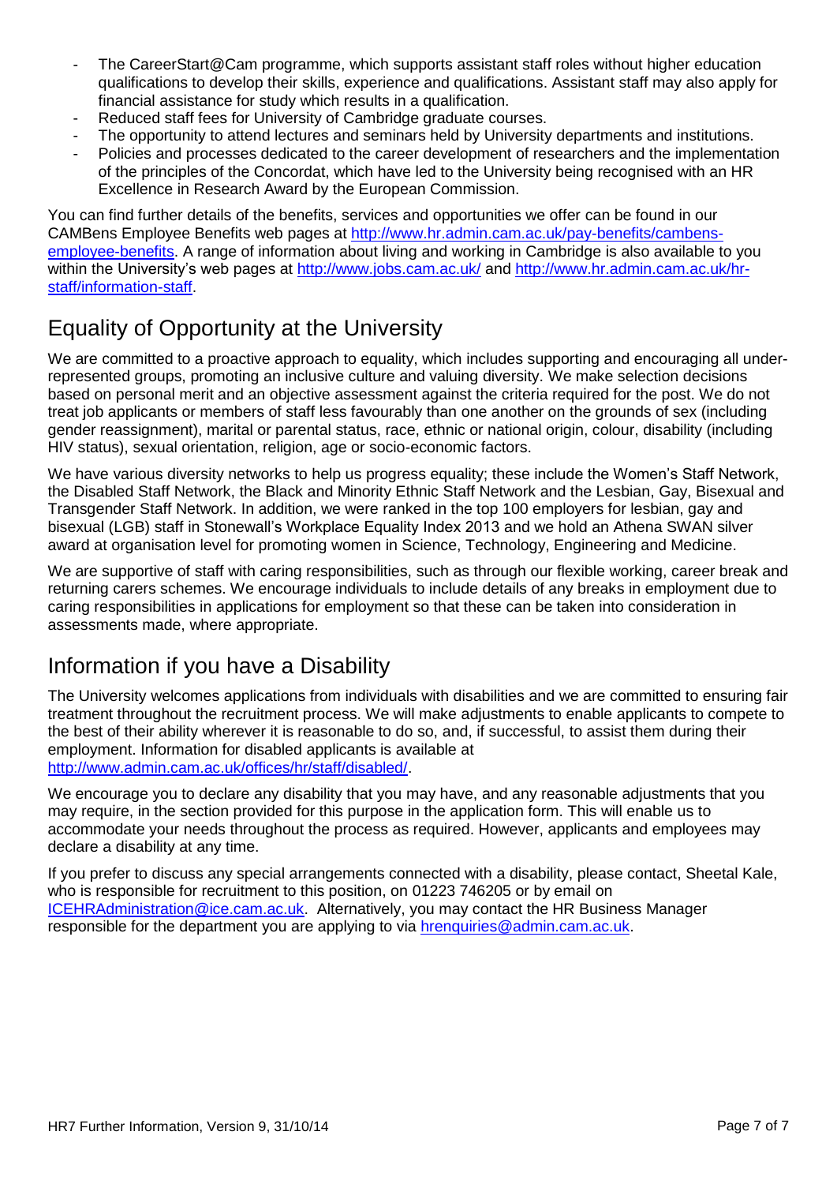- The CareerStart@Cam programme, which supports assistant staff roles without higher education qualifications to develop their skills, experience and qualifications. Assistant staff may also apply for financial assistance for study which results in a qualification.
- Reduced staff fees for University of Cambridge graduate courses.
- The opportunity to attend lectures and seminars held by University departments and institutions.
- Policies and processes dedicated to the career development of researchers and the implementation of the principles of the Concordat, which have led to the University being recognised with an HR Excellence in Research Award by the European Commission.

You can find further details of the benefits, services and opportunities we offer can be found in our CAMBens Employee Benefits web pages at http://www.hr.admin.cam.ac.uk/pay-benefits/cambens-employee-benefits. A range of information about living and working in Cambridge is also available to you within the University's web pages at http://www.jobs.cam.ac.uk/ and http://www.hr.admin.cam.ac.uk/hr-staff/information-staff.

## Equality of Opportunity at the University

We are committed to a proactive approach to equality, which includes supporting and encouraging all under-represented groups, promoting an inclusive culture and valuing diversity. We make selection decisions based on personal merit and an objective assessment against the criteria required for the post. We do not treat job applicants or members of staff less favourably than one another on the grounds of sex (including gender reassignment), marital or parental status, race, ethnic or national origin, colour, disability (including HIV status), sexual orientation, religion, age or socio-economic factors.

We have various diversity networks to help us progress equality; these include the Women's Staff Network, the Disabled Staff Network, the Black and Minority Ethnic Staff Network and the Lesbian, Gay, Bisexual and Transgender Staff Network. In addition, we were ranked in the top 100 employers for lesbian, gay and bisexual (LGB) staff in Stonewall's Workplace Equality Index 2013 and we hold an Athena SWAN silver award at organisation level for promoting women in Science, Technology, Engineering and Medicine.

We are supportive of staff with caring responsibilities, such as through our flexible working, career break and returning carers schemes. We encourage individuals to include details of any breaks in employment due to caring responsibilities in applications for employment so that these can be taken into consideration in assessments made, where appropriate.

## Information if you have a Disability

The University welcomes applications from individuals with disabilities and we are committed to ensuring fair treatment throughout the recruitment process. We will make adjustments to enable applicants to compete to the best of their ability wherever it is reasonable to do so, and, if successful, to assist them during their employment. Information for disabled applicants is available at http://www.admin.cam.ac.uk/offices/hr/staff/disabled/.

We encourage you to declare any disability that you may have, and any reasonable adjustments that you may require, in the section provided for this purpose in the application form. This will enable us to accommodate your needs throughout the process as required. However, applicants and employees may declare a disability at any time.

If you prefer to discuss any special arrangements connected with a disability, please contact, Sheetal Kale, who is responsible for recruitment to this position, on 01223 746205 or by email on ICEHRAdministration@ice.cam.ac.uk. Alternatively, you may contact the HR Business Manager responsible for the department you are applying to via hrenquiries@admin.cam.ac.uk.